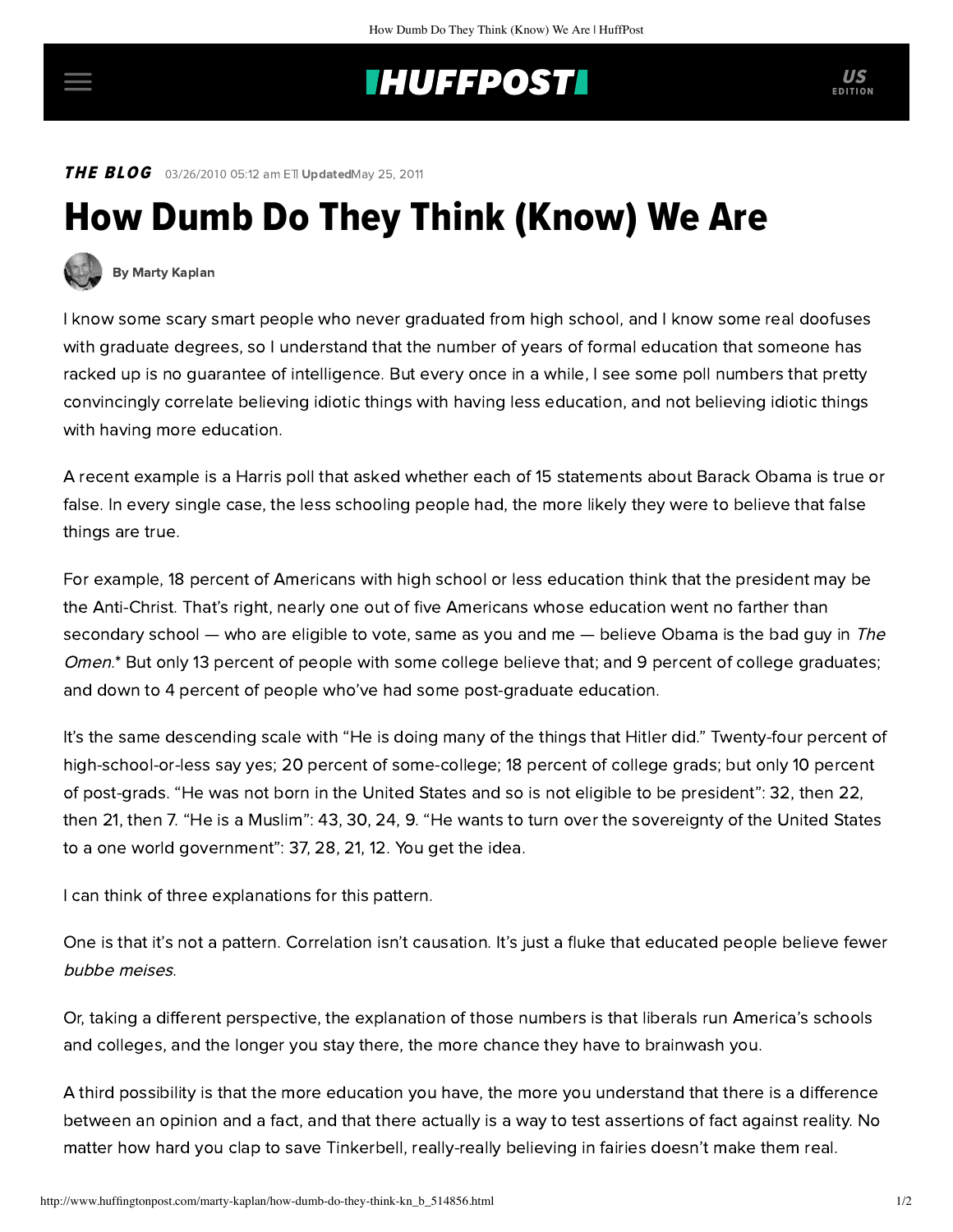**THE BLOG** 03/26/2010 05:12 am ET | **Updated** May 25, 2011

# How Dumb Do They Think (Know) We Are

By Marty Kaplan

I know some scary smart people who never graduated from high school, and I know some real doofuses with graduate degrees, so I understand that the number of years of formal education that someone has racked up is no guarantee of intelligence. But every once in a while, I see some poll numbers that pretty convincingly correlate believing idiotic things with having less education, and not believing idiotic things with having more education.

A recent example is a Harris poll that asked whether each of 15 statements about Barack Obama is true or false. In every single case, the less schooling people had, the more likely they were to believe that false things are true.

For example, 18 percent of Americans with high school or less education think that the president may be the Anti-Christ. That's right, nearly one out of five Americans whose education went no farther than secondary school — who are eligible to vote, same as you and me — believe Obama is the bad guy in *The Omen*.* But only 13 percent of people with some college believe that; and 9 percent of college graduates; and down to 4 percent of people who've had some post-graduate education.

It's the same descending scale with "He is doing many of the things that Hitler did." Twenty-four percent of high-school-or-less say yes; 20 percent of some-college; 18 percent of college grads; but only 10 percent of post-grads. "He was not born in the United States and so is not eligible to be president": 32, then 22, then 21, then 7. "He is a Muslim": 43, 30, 24, 9. "He wants to turn over the sovereignty of the United States to a one world government": 37, 28, 21, 12. You get the idea.

I can think of three explanations for this pattern.

One is that it's not a pattern. Correlation isn't causation. It's just a fluke that educated people believe fewer *bubbe meises*.

Or, taking a different perspective, the explanation of those numbers is that liberals run America's schools and colleges, and the longer you stay there, the more chance they have to brainwash you.

A third possibility is that the more education you have, the more you understand that there is a difference between an opinion and a fact, and that there actually is a way to test assertions of fact against reality. No matter how hard you clap to save Tinkerbell, really-really believing in fairies doesn't make them real.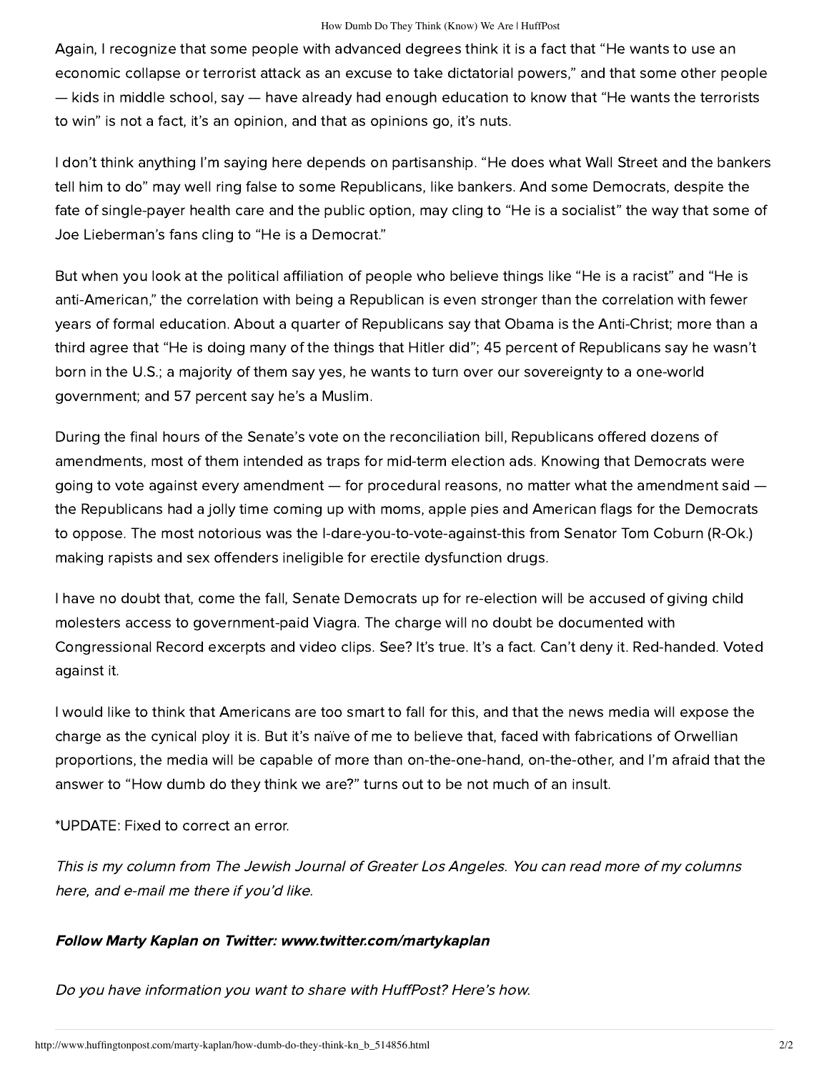Again, I recognize that some people with advanced degrees think it is a fact that "He wants to use an economic collapse or terrorist attack as an excuse to take dictatorial powers," and that some other people — kids in middle school, say — have already had enough education to know that "He wants the terrorists to win" is not a fact, it's an opinion, and that as opinions go, it's nuts.

I don't think anything I'm saying here depends on partisanship. "He does what Wall Street and the bankers tell him to do" may well ring false to some Republicans, like bankers. And some Democrats, despite the fate of single-payer health care and the public option, may cling to "He is a socialist" the way that some of Joe Lieberman's fans cling to "He is a Democrat."

But when you look at the political affiliation of people who believe things like "He is a racist" and "He is anti-American," the correlation with being a Republican is even stronger than the correlation with fewer years of formal education. About a quarter of Republicans say that Obama is the Anti-Christ; more than a third agree that "He is doing many of the things that Hitler did"; 45 percent of Republicans say he wasn't born in the U.S.; a majority of them say yes, he wants to turn over our sovereignty to a one-world government; and 57 percent say he's a Muslim.

During the final hours of the Senate's vote on the reconciliation bill, Republicans offered dozens of amendments, most of them intended as traps for mid-term election ads. Knowing that Democrats were going to vote against every amendment — for procedural reasons, no matter what the amendment said — the Republicans had a jolly time coming up with moms, apple pies and American flags for the Democrats to oppose. The most notorious was the I-dare-you-to-vote-against-this from Senator Tom Coburn (R-Ok.) making rapists and sex offenders ineligible for erectile dysfunction drugs.

I have no doubt that, come the fall, Senate Democrats up for re-election will be accused of giving child molesters access to government-paid Viagra. The charge will no doubt be documented with Congressional Record excerpts and video clips. See? It's true. It's a fact. Can't deny it. Red-handed. Voted against it.

I would like to think that Americans are too smart to fall for this, and that the news media will expose the charge as the cynical ploy it is. But it's naïve of me to believe that, faced with fabrications of Orwellian proportions, the media will be capable of more than on-the-one-hand, on-the-other, and I'm afraid that the answer to "How dumb do they think we are?" turns out to be not much of an insult.

*UPDATE: Fixed to correct an error.

*This is my column from The Jewish Journal of Greater Los Angeles. You can read more of my columns here, and e-mail me there if you'd like.*

***Follow Marty Kaplan on Twitter: www.twitter.com/martykaplan***

*Do you have information you want to share with HuffPost? Here's how.*